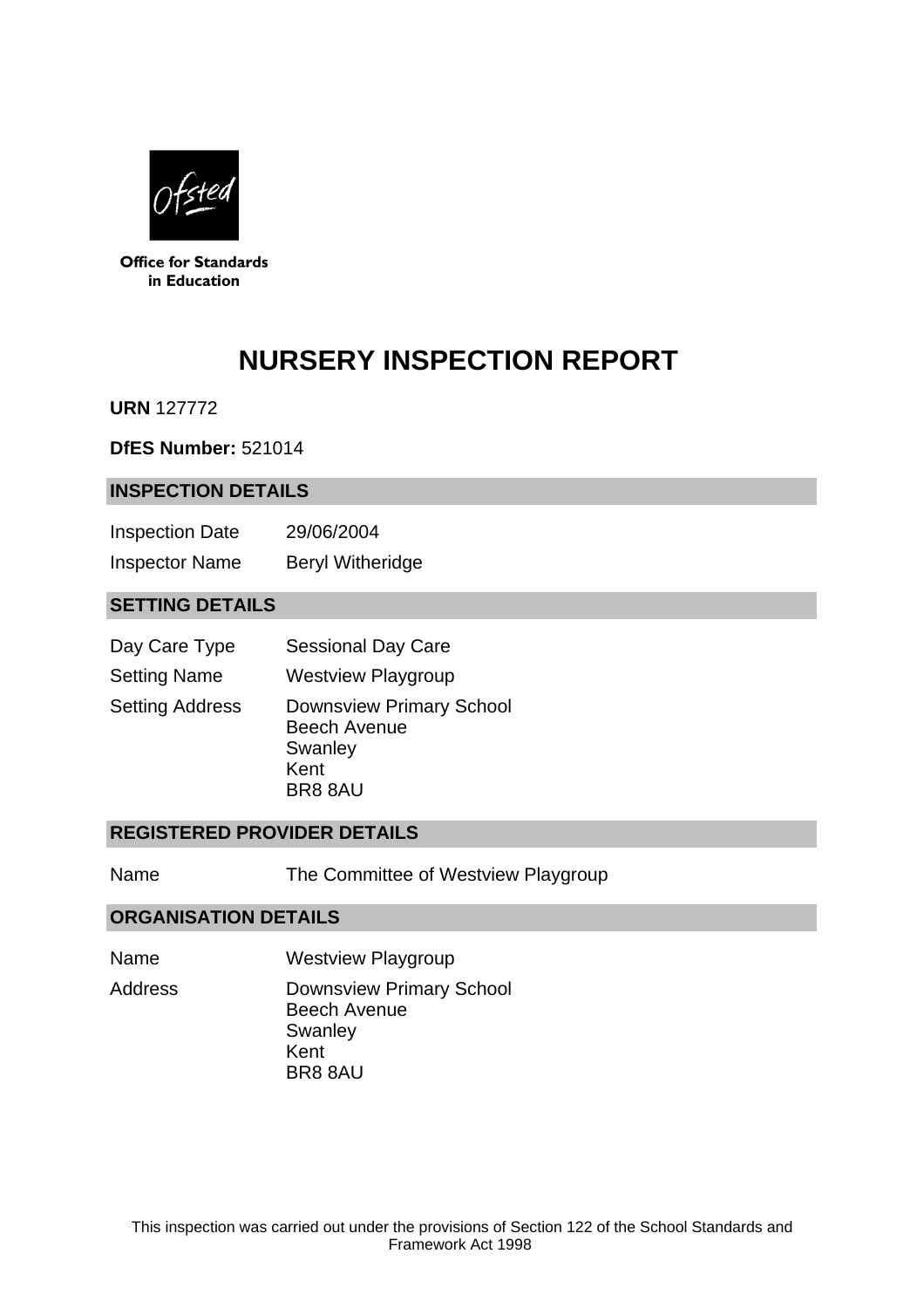Office for Standards in Education

# NURSERY INSPECTION REPORT

**URN** 127772

**DfES Number:** 521014

## INSPECTION DETAILS

| | |
|---|---|
| Inspection Date | 29/06/2004 |
| Inspector Name | Beryl Witheridge |

## SETTING DETAILS

| | |
|---|---|
| Day Care Type | Sessional Day Care |
| Setting Name | Westview Playgroup |
| Setting Address | Downsview Primary School<br>Beech Avenue<br>Swanley<br>Kent<br>BR8 8AU |

## REGISTERED PROVIDER DETAILS

| | |
|---|---|
| Name | The Committee of Westview Playgroup |

## ORGANISATION DETAILS

| | |
|---|---|
| Name | Westview Playgroup |
| Address | Downsview Primary School<br>Beech Avenue<br>Swanley<br>Kent<br>BR8 8AU |

This inspection was carried out under the provisions of Section 122 of the School Standards and Framework Act 1998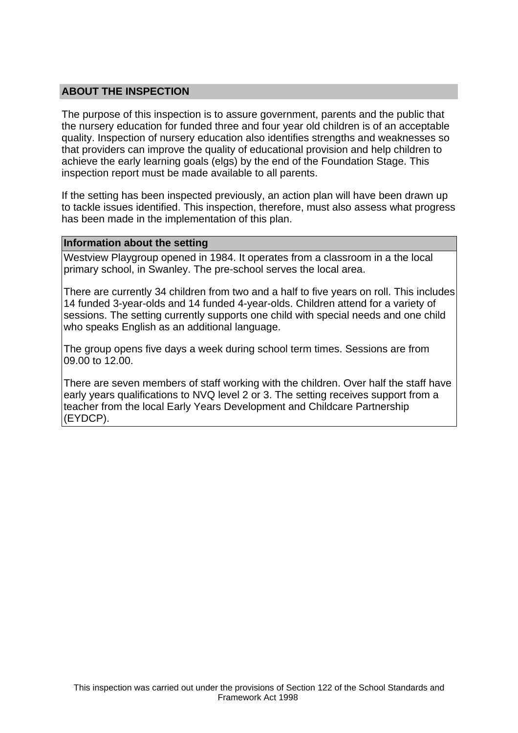## ABOUT THE INSPECTION

The purpose of this inspection is to assure government, parents and the public that the nursery education for funded three and four year old children is of an acceptable quality. Inspection of nursery education also identifies strengths and weaknesses so that providers can improve the quality of educational provision and help children to achieve the early learning goals (elgs) by the end of the Foundation Stage. This inspection report must be made available to all parents.

If the setting has been inspected previously, an action plan will have been drawn up to tackle issues identified. This inspection, therefore, must also assess what progress has been made in the implementation of this plan.

### Information about the setting

Westview Playgroup opened in 1984. It operates from a classroom in a the local primary school, in Swanley. The pre-school serves the local area.

There are currently 34 children from two and a half to five years on roll. This includes 14 funded 3-year-olds and 14 funded 4-year-olds. Children attend for a variety of sessions. The setting currently supports one child with special needs and one child who speaks English as an additional language.

The group opens five days a week during school term times. Sessions are from 09.00 to 12.00.

There are seven members of staff working with the children. Over half the staff have early years qualifications to NVQ level 2 or 3. The setting receives support from a teacher from the local Early Years Development and Childcare Partnership (EYDCP).

This inspection was carried out under the provisions of Section 122 of the School Standards and Framework Act 1998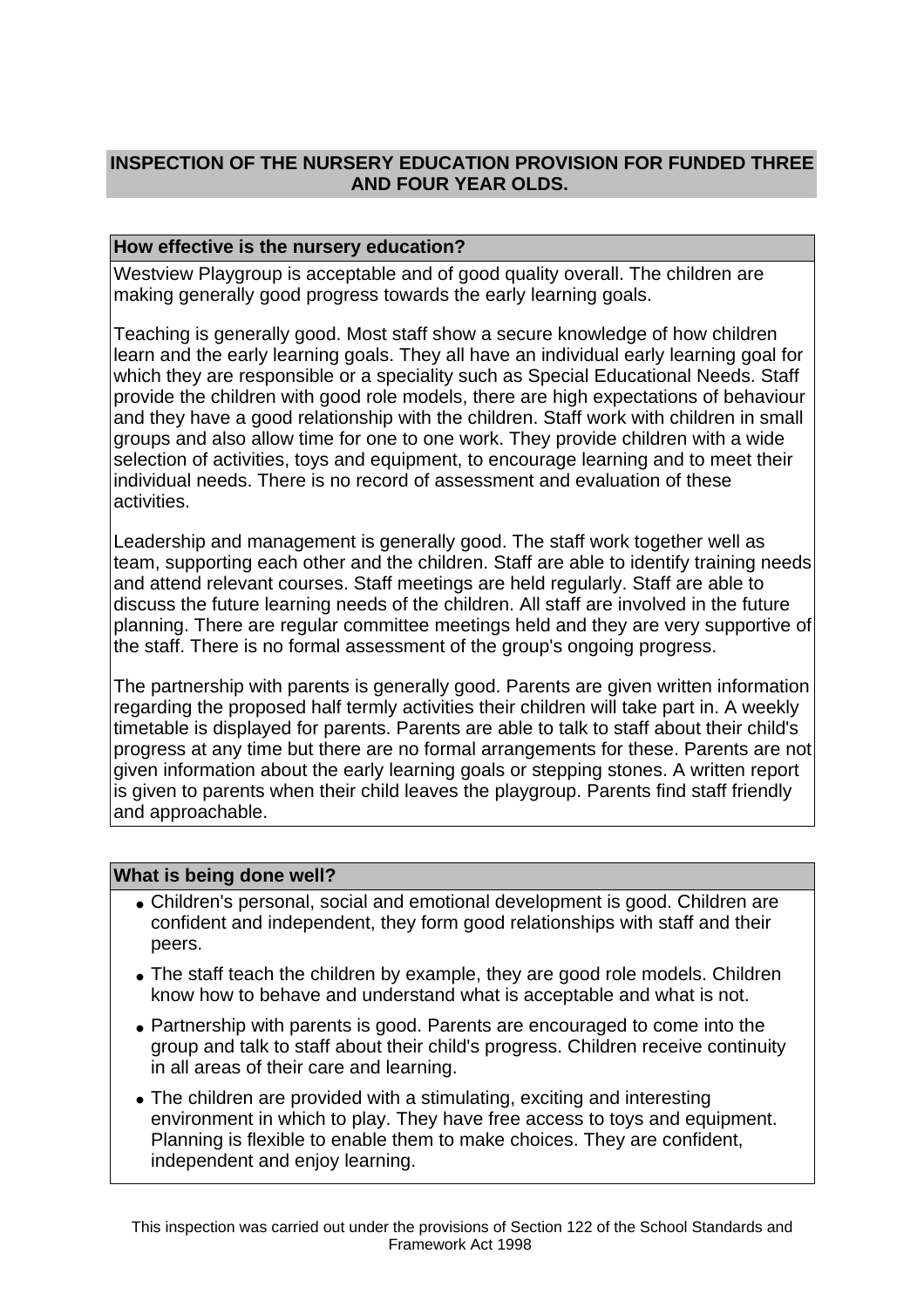# INSPECTION OF THE NURSERY EDUCATION PROVISION FOR FUNDED THREE AND FOUR YEAR OLDS.

## How effective is the nursery education?

Westview Playgroup is acceptable and of good quality overall. The children are making generally good progress towards the early learning goals.

Teaching is generally good. Most staff show a secure knowledge of how children learn and the early learning goals. They all have an individual early learning goal for which they are responsible or a speciality such as Special Educational Needs. Staff provide the children with good role models, there are high expectations of behaviour and they have a good relationship with the children. Staff work with children in small groups and also allow time for one to one work. They provide children with a wide selection of activities, toys and equipment, to encourage learning and to meet their individual needs. There is no record of assessment and evaluation of these activities.

Leadership and management is generally good. The staff work together well as team, supporting each other and the children. Staff are able to identify training needs and attend relevant courses. Staff meetings are held regularly. Staff are able to discuss the future learning needs of the children. All staff are involved in the future planning. There are regular committee meetings held and they are very supportive of the staff. There is no formal assessment of the group's ongoing progress.

The partnership with parents is generally good. Parents are given written information regarding the proposed half termly activities their children will take part in. A weekly timetable is displayed for parents. Parents are able to talk to staff about their child's progress at any time but there are no formal arrangements for these. Parents are not given information about the early learning goals or stepping stones. A written report is given to parents when their child leaves the playgroup. Parents find staff friendly and approachable.

## What is being done well?

- Children's personal, social and emotional development is good. Children are confident and independent, they form good relationships with staff and their peers.
- The staff teach the children by example, they are good role models. Children know how to behave and understand what is acceptable and what is not.
- Partnership with parents is good. Parents are encouraged to come into the group and talk to staff about their child's progress. Children receive continuity in all areas of their care and learning.
- The children are provided with a stimulating, exciting and interesting environment in which to play. They have free access to toys and equipment. Planning is flexible to enable them to make choices. They are confident, independent and enjoy learning.

This inspection was carried out under the provisions of Section 122 of the School Standards and Framework Act 1998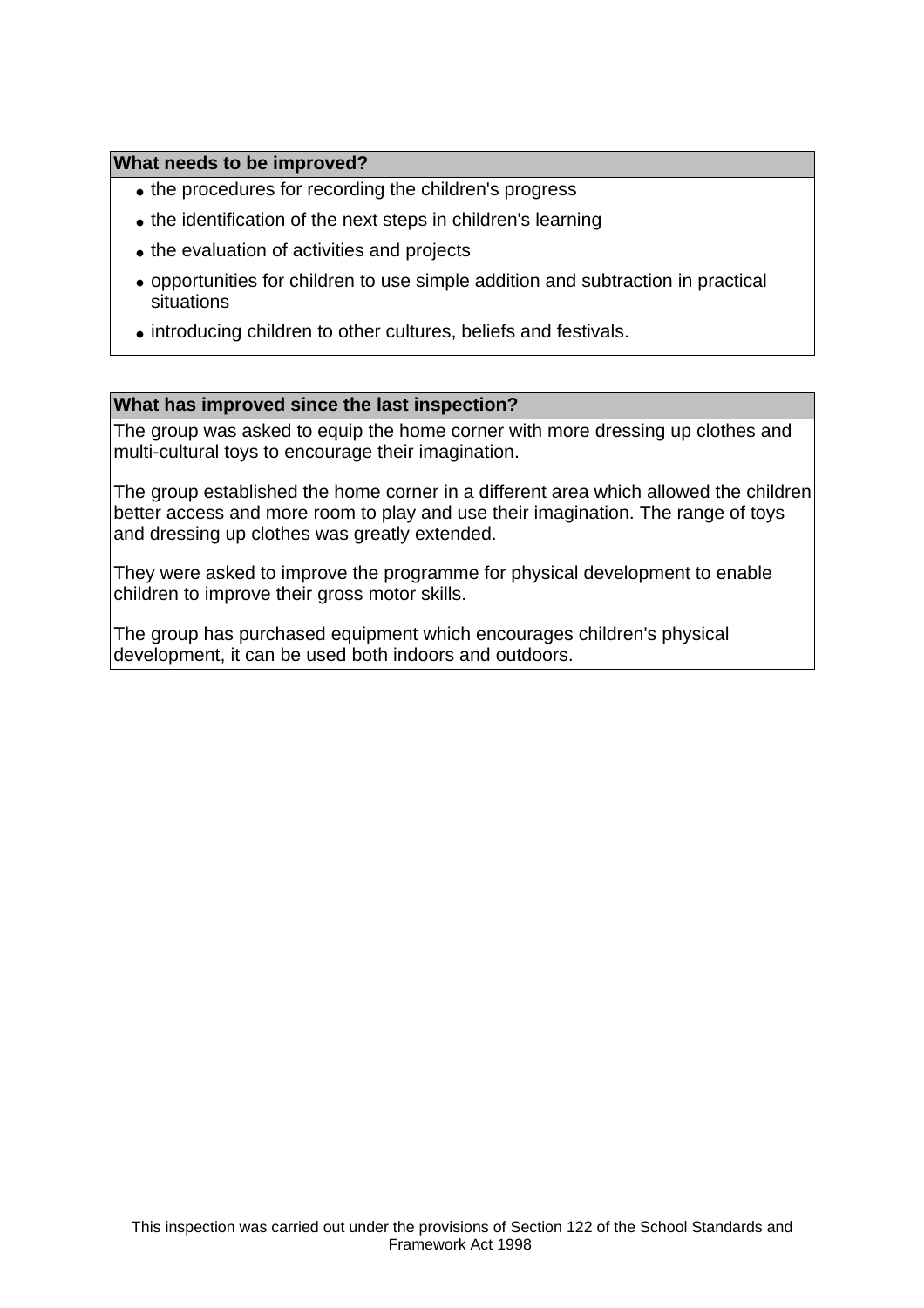**What needs to be improved?**

- the procedures for recording the children's progress
- the identification of the next steps in children's learning
- the evaluation of activities and projects
- opportunities for children to use simple addition and subtraction in practical situations
- introducing children to other cultures, beliefs and festivals.

**What has improved since the last inspection?**

The group was asked to equip the home corner with more dressing up clothes and multi-cultural toys to encourage their imagination.

The group established the home corner in a different area which allowed the children better access and more room to play and use their imagination. The range of toys and dressing up clothes was greatly extended.

They were asked to improve the programme for physical development to enable children to improve their gross motor skills.

The group has purchased equipment which encourages children's physical development, it can be used both indoors and outdoors.

This inspection was carried out under the provisions of Section 122 of the School Standards and Framework Act 1998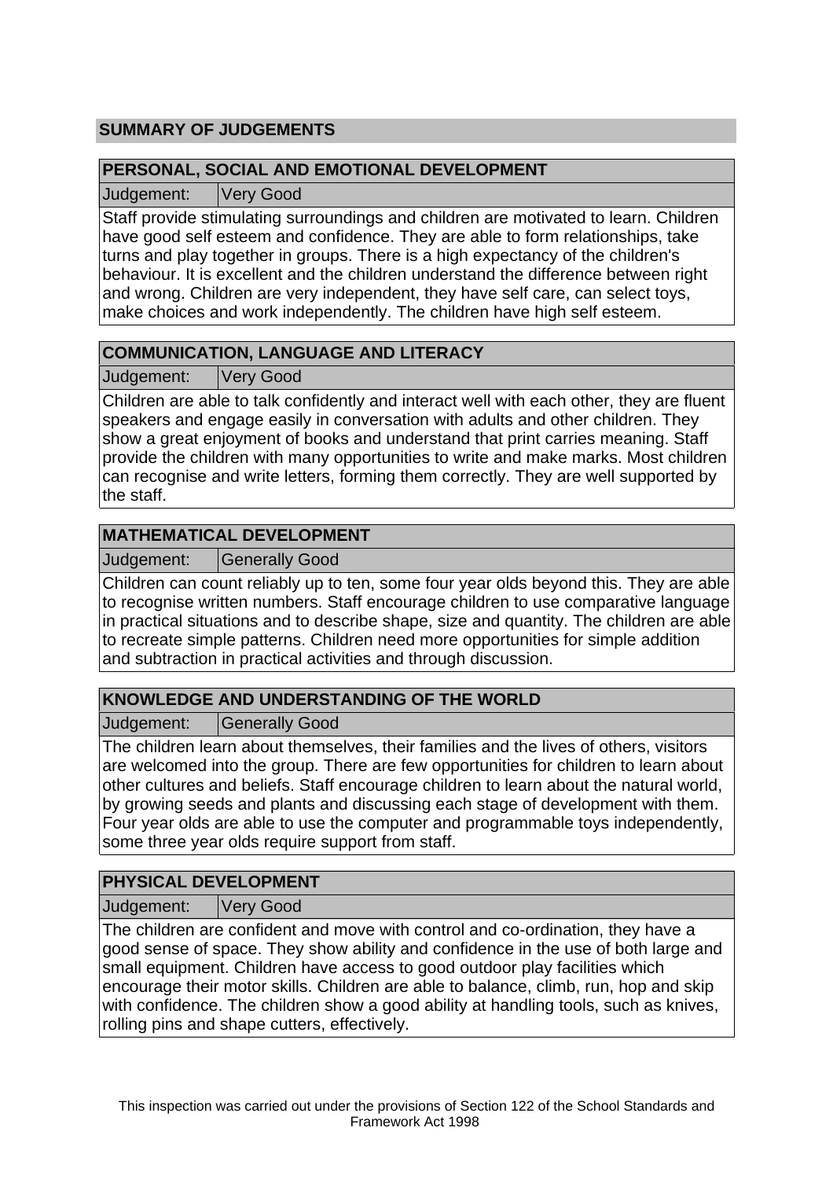## SUMMARY OF JUDGEMENTS

### PERSONAL, SOCIAL AND EMOTIONAL DEVELOPMENT

Judgement: Very Good

Staff provide stimulating surroundings and children are motivated to learn. Children have good self esteem and confidence. They are able to form relationships, take turns and play together in groups. There is a high expectancy of the children's behaviour. It is excellent and the children understand the difference between right and wrong. Children are very independent, they have self care, can select toys, make choices and work independently. The children have high self esteem.

### COMMUNICATION, LANGUAGE AND LITERACY

Judgement: Very Good

Children are able to talk confidently and interact well with each other, they are fluent speakers and engage easily in conversation with adults and other children. They show a great enjoyment of books and understand that print carries meaning. Staff provide the children with many opportunities to write and make marks. Most children can recognise and write letters, forming them correctly. They are well supported by the staff.

### MATHEMATICAL DEVELOPMENT

Judgement: Generally Good

Children can count reliably up to ten, some four year olds beyond this. They are able to recognise written numbers. Staff encourage children to use comparative language in practical situations and to describe shape, size and quantity. The children are able to recreate simple patterns. Children need more opportunities for simple addition and subtraction in practical activities and through discussion.

### KNOWLEDGE AND UNDERSTANDING OF THE WORLD

Judgement: Generally Good

The children learn about themselves, their families and the lives of others, visitors are welcomed into the group. There are few opportunities for children to learn about other cultures and beliefs. Staff encourage children to learn about the natural world, by growing seeds and plants and discussing each stage of development with them. Four year olds are able to use the computer and programmable toys independently, some three year olds require support from staff.

### PHYSICAL DEVELOPMENT

Judgement: Very Good

The children are confident and move with control and co-ordination, they have a good sense of space. They show ability and confidence in the use of both large and small equipment. Children have access to good outdoor play facilities which encourage their motor skills. Children are able to balance, climb, run, hop and skip with confidence. The children show a good ability at handling tools, such as knives, rolling pins and shape cutters, effectively.

This inspection was carried out under the provisions of Section 122 of the School Standards and Framework Act 1998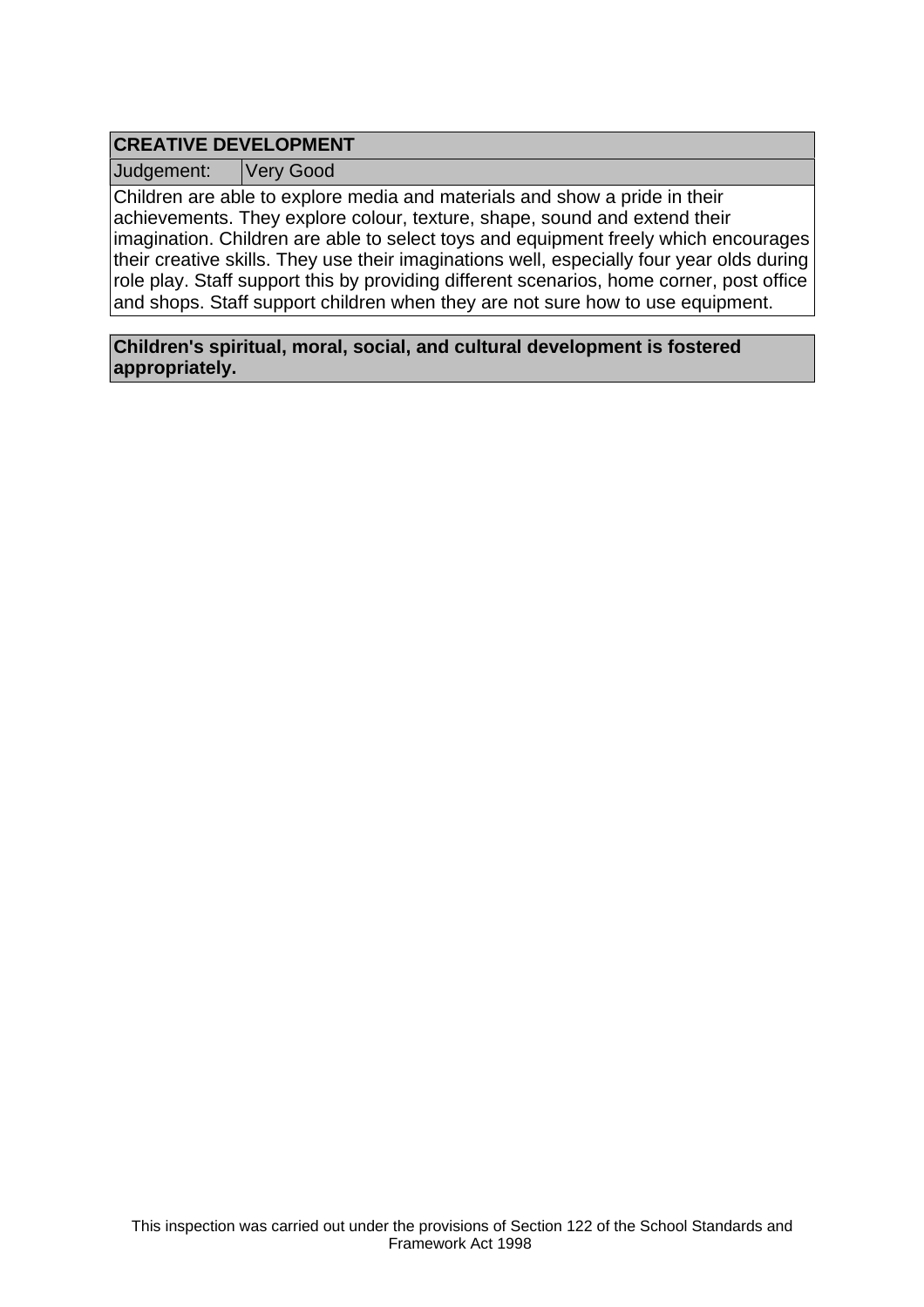## CREATIVE DEVELOPMENT

| Judgement: | Very Good |
|---|---|

Children are able to explore media and materials and show a pride in their achievements. They explore colour, texture, shape, sound and extend their imagination. Children are able to select toys and equipment freely which encourages their creative skills. They use their imaginations well, especially four year olds during role play. Staff support this by providing different scenarios, home corner, post office and shops. Staff support children when they are not sure how to use equipment.

**Children's spiritual, moral, social, and cultural development is fostered appropriately.**

This inspection was carried out under the provisions of Section 122 of the School Standards and Framework Act 1998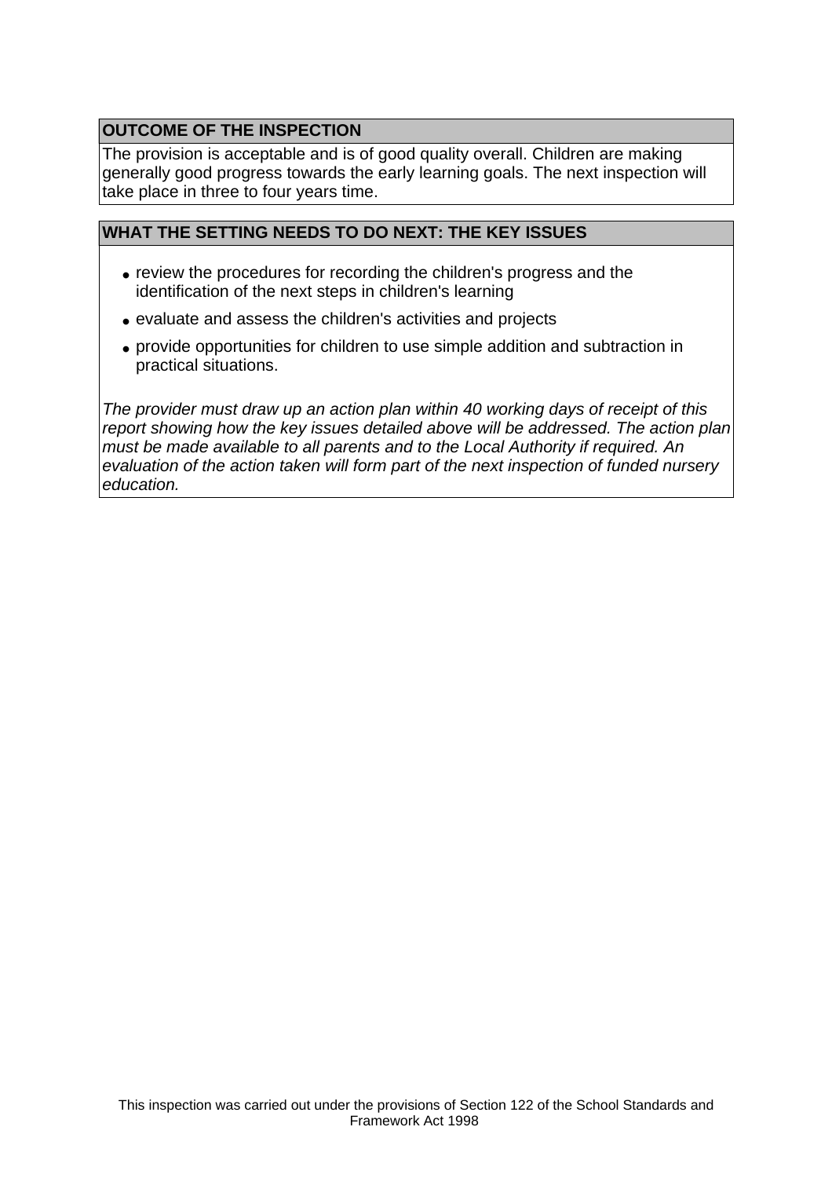## OUTCOME OF THE INSPECTION

The provision is acceptable and is of good quality overall. Children are making generally good progress towards the early learning goals. The next inspection will take place in three to four years time.

## WHAT THE SETTING NEEDS TO DO NEXT: THE KEY ISSUES

- review the procedures for recording the children's progress and the identification of the next steps in children's learning
- evaluate and assess the children's activities and projects
- provide opportunities for children to use simple addition and subtraction in practical situations.

*The provider must draw up an action plan within 40 working days of receipt of this report showing how the key issues detailed above will be addressed. The action plan must be made available to all parents and to the Local Authority if required. An evaluation of the action taken will form part of the next inspection of funded nursery education.*

This inspection was carried out under the provisions of Section 122 of the School Standards and Framework Act 1998